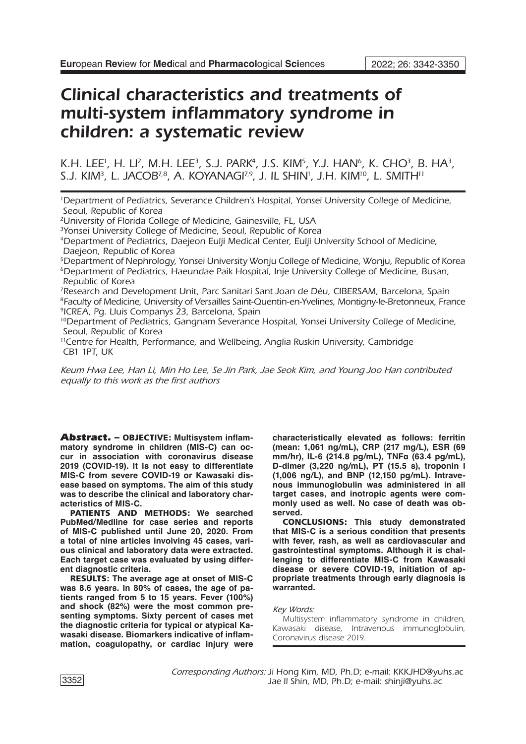# Clinical characteristics and treatments of multi-system inflammatory syndrome in children: a systematic review

K.H. LEE[1], H. LI[2], M.H. LEE[3], S.J. PARK[4], J.S. KIM[5], Y.J. HAN[6], K. CHO[3], B. HA[3], S.J. KIM[3], L. JACOB[7,8], A. KOYANAGI[7,9], J. IL SHIN[1], J.H. KIM[10], L. SMITH[11]

[1]Department of Pediatrics, Severance Children's Hospital, Yonsei University College of Medicine, Seoul, Republic of Korea

[2]University of Florida College of Medicine, Gainesville, FL, USA

[3]Yonsei University College of Medicine, Seoul, Republic of Korea

[4]Department of Pediatrics, Daejeon Eulji Medical Center, Eulji University School of Medicine, Daejeon, Republic of Korea

[5]Department of Nephrology, Yonsei University Wonju College of Medicine, Wonju, Republic of Korea

[6]Department of Pediatrics, Haeundae Paik Hospital, Inje University College of Medicine, Busan, Republic of Korea

[7]Research and Development Unit, Parc Sanitari Sant Joan de Déu, CIBERSAM, Barcelona, Spain

[8]Faculty of Medicine, University of Versailles Saint-Quentin-en-Yvelines, Montigny-le-Bretonneux, France

[9]ICREA, Pg. Lluis Companys 23, Barcelona, Spain

[10]Department of Pediatrics, Gangnam Severance Hospital, Yonsei University College of Medicine, Seoul, Republic of Korea

[11]Centre for Health, Performance, and Wellbeing, Anglia Ruskin University, Cambridge CB1 1PT, UK

*Keum Hwa Lee, Han Li, Min Ho Lee, Se Jin Park, Jae Seok Kim, and Young Joo Han contributed equally to this work as the first authors*

**Abstract. – OBJECTIVE: Multisystem inflammatory syndrome in children (MIS-C) can occur in association with coronavirus disease 2019 (COVID-19). It is not easy to differentiate MIS-C from severe COVID-19 or Kawasaki disease based on symptoms. The aim of this study was to describe the clinical and laboratory characteristics of MIS-C.**

**PATIENTS AND METHODS: We searched PubMed/Medline for case series and reports of MIS-C published until June 20, 2020. From a total of nine articles involving 45 cases, various clinical and laboratory data were extracted. Each target case was evaluated by using different diagnostic criteria.**

**RESULTS: The average age at onset of MIS-C was 8.6 years. In 80% of cases, the age of patients ranged from 5 to 15 years. Fever (100%) and shock (82%) were the most common presenting symptoms. Sixty percent of cases met the diagnostic criteria for typical or atypical Kawasaki disease. Biomarkers indicative of inflammation, coagulopathy, or cardiac injury were characteristically elevated as follows: ferritin (mean: 1,061 ng/mL), CRP (217 mg/L), ESR (69 mm/hr), IL-6 (214.8 pg/mL), TNFα (63.4 pg/mL), D-dimer (3,220 ng/mL), PT (15.5 s), troponin I (1,006 ng/L), and BNP (12,150 pg/mL). Intravenous immunoglobulin was administered in all target cases, and inotropic agents were commonly used as well. No case of death was observed.**

**CONCLUSIONS: This study demonstrated that MIS-C is a serious condition that presents with fever, rash, as well as cardiovascular and gastrointestinal symptoms. Although it is challenging to differentiate MIS-C from Kawasaki disease or severe COVID-19, initiation of appropriate treatments through early diagnosis is warranted.**

*Key Words:*

Multisystem inflammatory syndrome in children, Kawasaki disease, Intravenous immunoglobulin, Coronavirus disease 2019.

*Corresponding Authors:* Ji Hong Kim, MD, Ph.D; e-mail: KKKJHD@yuhs.ac
Jae Il Shin, MD, Ph.D; e-mail: shinji@yuhs.ac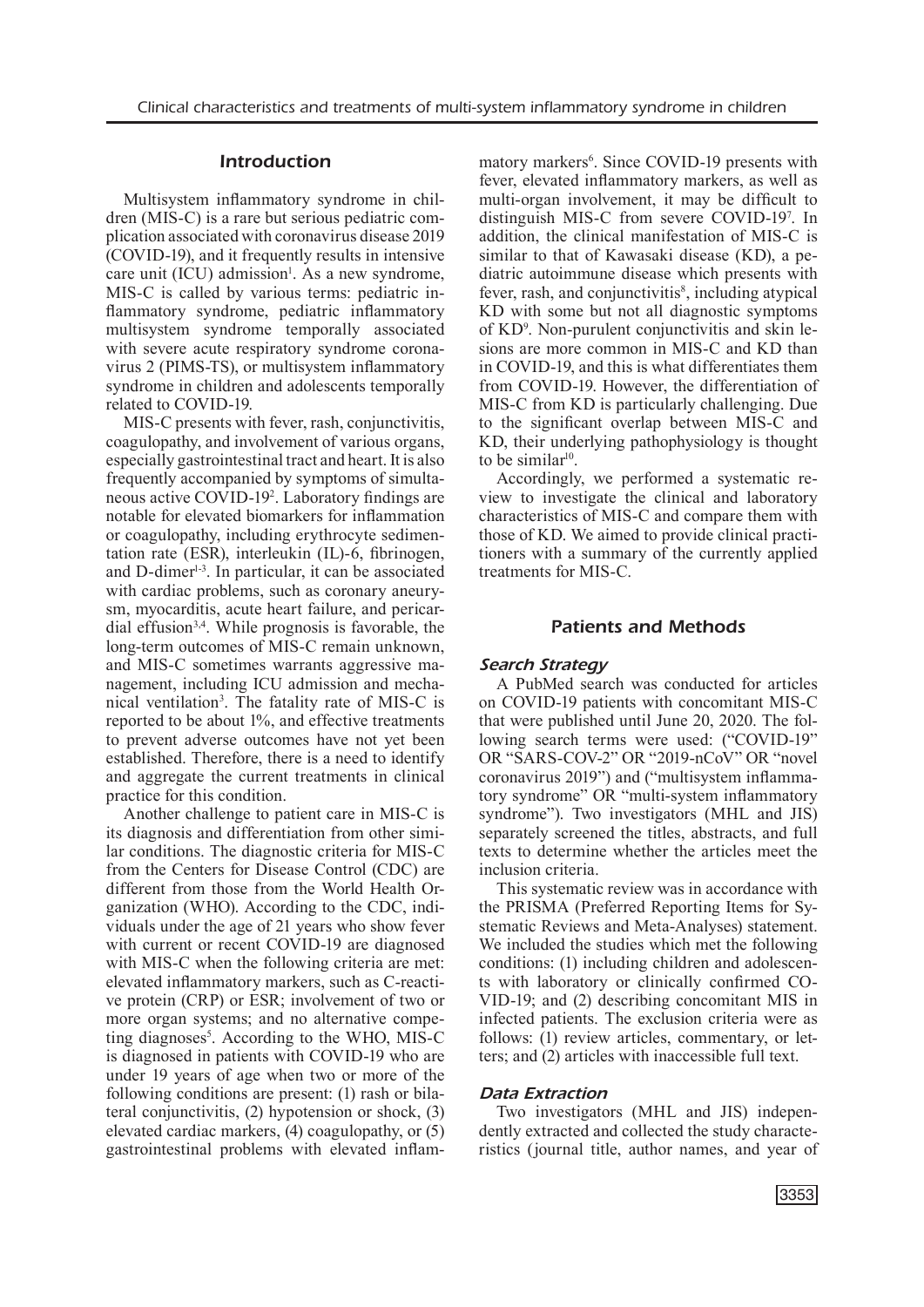## Introduction

Multisystem inflammatory syndrome in children (MIS-C) is a rare but serious pediatric complication associated with coronavirus disease 2019 (COVID-19), and it frequently results in intensive care unit (ICU) admission[1]. As a new syndrome, MIS-C is called by various terms: pediatric inflammatory syndrome, pediatric inflammatory multisystem syndrome temporally associated with severe acute respiratory syndrome coronavirus 2 (PIMS-TS), or multisystem inflammatory syndrome in children and adolescents temporally related to COVID-19.

MIS-C presents with fever, rash, conjunctivitis, coagulopathy, and involvement of various organs, especially gastrointestinal tract and heart. It is also frequently accompanied by symptoms of simultaneous active COVID-19[2]. Laboratory findings are notable for elevated biomarkers for inflammation or coagulopathy, including erythrocyte sedimentation rate (ESR), interleukin (IL)-6, fibrinogen, and D-dimer[1-3]. In particular, it can be associated with cardiac problems, such as coronary aneurysm, myocarditis, acute heart failure, and pericardial effusion[3,4]. While prognosis is favorable, the long-term outcomes of MIS-C remain unknown, and MIS-C sometimes warrants aggressive management, including ICU admission and mechanical ventilation[3]. The fatality rate of MIS-C is reported to be about 1%, and effective treatments to prevent adverse outcomes have not yet been established. Therefore, there is a need to identify and aggregate the current treatments in clinical practice for this condition.

Another challenge to patient care in MIS-C is its diagnosis and differentiation from other similar conditions. The diagnostic criteria for MIS-C from the Centers for Disease Control (CDC) are different from those from the World Health Organization (WHO). According to the CDC, individuals under the age of 21 years who show fever with current or recent COVID-19 are diagnosed with MIS-C when the following criteria are met: elevated inflammatory markers, such as C-reactive protein (CRP) or ESR; involvement of two or more organ systems; and no alternative competing diagnoses[5]. According to the WHO, MIS-C is diagnosed in patients with COVID-19 who are under 19 years of age when two or more of the following conditions are present: (1) rash or bilateral conjunctivitis, (2) hypotension or shock, (3) elevated cardiac markers, (4) coagulopathy, or (5) gastrointestinal problems with elevated inflammatory markers[6]. Since COVID-19 presents with fever, elevated inflammatory markers, as well as multi-organ involvement, it may be difficult to distinguish MIS-C from severe COVID-19[7]. In addition, the clinical manifestation of MIS-C is similar to that of Kawasaki disease (KD), a pediatric autoimmune disease which presents with fever, rash, and conjunctivitis[8], including atypical KD with some but not all diagnostic symptoms of KD[9]. Non-purulent conjunctivitis and skin lesions are more common in MIS-C and KD than in COVID-19, and this is what differentiates them from COVID-19. However, the differentiation of MIS-C from KD is particularly challenging. Due to the significant overlap between MIS-C and KD, their underlying pathophysiology is thought to be similar[10].

Accordingly, we performed a systematic review to investigate the clinical and laboratory characteristics of MIS-C and compare them with those of KD. We aimed to provide clinical practitioners with a summary of the currently applied treatments for MIS-C.

## Patients and Methods

### Search Strategy

A PubMed search was conducted for articles on COVID-19 patients with concomitant MIS-C that were published until June 20, 2020. The following search terms were used: ("COVID-19" OR "SARS-COV-2" OR "2019-nCoV" OR "novel coronavirus 2019") and ("multisystem inflammatory syndrome" OR "multi-system inflammatory syndrome"). Two investigators (MHL and JIS) separately screened the titles, abstracts, and full texts to determine whether the articles meet the inclusion criteria.

This systematic review was in accordance with the PRISMA (Preferred Reporting Items for Systematic Reviews and Meta-Analyses) statement. We included the studies which met the following conditions: (1) including children and adolescents with laboratory or clinically confirmed COVID-19; and (2) describing concomitant MIS in infected patients. The exclusion criteria were as follows: (1) review articles, commentary, or letters; and (2) articles with inaccessible full text.

### Data Extraction

Two investigators (MHL and JIS) independently extracted and collected the study characteristics (journal title, author names, and year of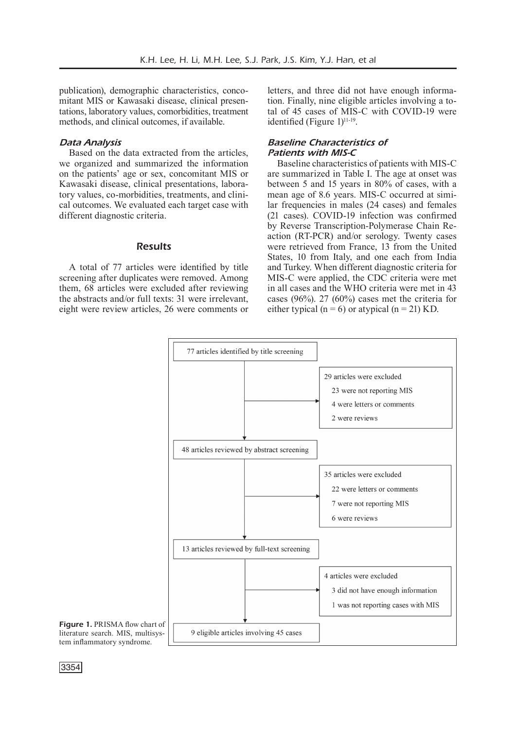publication), demographic characteristics, concomitant MIS or Kawasaki disease, clinical presentations, laboratory values, comorbidities, treatment methods, and clinical outcomes, if available.

### Data Analysis

Based on the data extracted from the articles, we organized and summarized the information on the patients' age or sex, concomitant MIS or Kawasaki disease, clinical presentations, laboratory values, co-morbidities, treatments, and clinical outcomes. We evaluated each target case with different diagnostic criteria.

## Results

A total of 77 articles were identified by title screening after duplicates were removed. Among them, 68 articles were excluded after reviewing the abstracts and/or full texts: 31 were irrelevant, eight were review articles, 26 were comments or letters, and three did not have enough information. Finally, nine eligible articles involving a total of 45 cases of MIS-C with COVID-19 were identified (Figure 1)[11-19].

### Baseline Characteristics of Patients with MIS-C

Baseline characteristics of patients with MIS-C are summarized in Table I. The age at onset was between 5 and 15 years in 80% of cases, with a mean age of 8.6 years. MIS-C occurred at similar frequencies in males (24 cases) and females (21 cases). COVID-19 infection was confirmed by Reverse Transcription-Polymerase Chain Reaction (RT-PCR) and/or serology. Twenty cases were retrieved from France, 13 from the United States, 10 from Italy, and one each from India and Turkey. When different diagnostic criteria for MIS-C were applied, the CDC criteria were met in all cases and the WHO criteria were met in 43 cases (96%). 27 (60%) cases met the criteria for either typical (n = 6) or atypical (n = 21) KD.

77 articles identified by title screening

29 articles were excluded
- 23 were not reporting MIS
- 4 were letters or comments
- 2 were reviews

48 articles reviewed by abstract screening

35 articles were excluded
- 22 were letters or comments
- 7 were not reporting MIS
- 6 were reviews

13 articles reviewed by full-text screening

4 articles were excluded
- 3 did not have enough information
- 1 was not reporting cases with MIS

9 eligible articles involving 45 cases

**Figure 1.** PRISMA flow chart of literature search. MIS, multisystem inflammatory syndrome.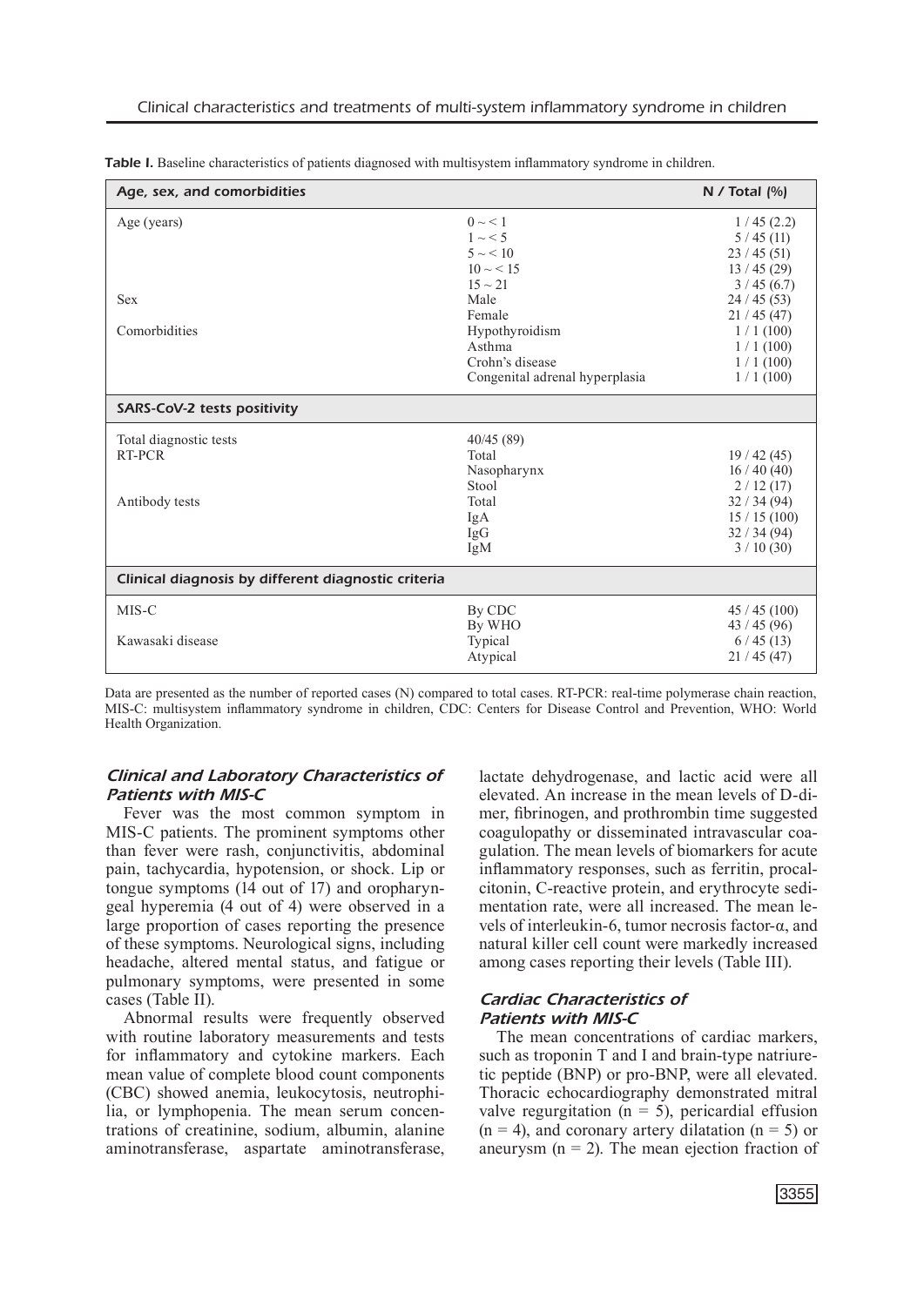**Table I.** Baseline characteristics of patients diagnosed with multisystem inflammatory syndrome in children.

| Age, sex, and comorbidities | | N / Total (%) |
|---|---|---|
| Age (years) | 0 ~ < 1 | 1 / 45 (2.2) |
| | 1 ~ < 5 | 5 / 45 (11) |
| | 5 ~ < 10 | 23 / 45 (51) |
| | 10 ~ < 15 | 13 / 45 (29) |
| | 15 ~ 21 | 3 / 45 (6.7) |
| Sex | Male | 24 / 45 (53) |
| | Female | 21 / 45 (47) |
| Comorbidities | Hypothyroidism | 1 / 1 (100) |
| | Asthma | 1 / 1 (100) |
| | Crohn's disease | 1 / 1 (100) |
| | Congenital adrenal hyperplasia | 1 / 1 (100) |
| **SARS-CoV-2 tests positivity** | | |
| Total diagnostic tests | 40/45 (89) | |
| RT-PCR | Total | 19 / 42 (45) |
| | Nasopharynx | 16 / 40 (40) |
| | Stool | 2 / 12 (17) |
| Antibody tests | Total | 32 / 34 (94) |
| | IgA | 15 / 15 (100) |
| | IgG | 32 / 34 (94) |
| | IgM | 3 / 10 (30) |
| **Clinical diagnosis by different diagnostic criteria** | | |
| MIS-C | By CDC | 45 / 45 (100) |
| | By WHO | 43 / 45 (96) |
| Kawasaki disease | Typical | 6 / 45 (13) |
| | Atypical | 21 / 45 (47) |

Data are presented as the number of reported cases (N) compared to total cases. RT-PCR: real-time polymerase chain reaction, MIS-C: multisystem inflammatory syndrome in children, CDC: Centers for Disease Control and Prevention, WHO: World Health Organization.

### Clinical and Laboratory Characteristics of Patients with MIS-C

Fever was the most common symptom in MIS-C patients. The prominent symptoms other than fever were rash, conjunctivitis, abdominal pain, tachycardia, hypotension, or shock. Lip or tongue symptoms (14 out of 17) and oropharyngeal hyperemia (4 out of 4) were observed in a large proportion of cases reporting the presence of these symptoms. Neurological signs, including headache, altered mental status, and fatigue or pulmonary symptoms, were presented in some cases (Table II).

Abnormal results were frequently observed with routine laboratory measurements and tests for inflammatory and cytokine markers. Each mean value of complete blood count components (CBC) showed anemia, leukocytosis, neutrophilia, or lymphopenia. The mean serum concentrations of creatinine, sodium, albumin, alanine aminotransferase, aspartate aminotransferase, lactate dehydrogenase, and lactic acid were all elevated. An increase in the mean levels of D-dimer, fibrinogen, and prothrombin time suggested coagulopathy or disseminated intravascular coagulation. The mean levels of biomarkers for acute inflammatory responses, such as ferritin, procalcitonin, C-reactive protein, and erythrocyte sedimentation rate, were all increased. The mean levels of interleukin-6, tumor necrosis factor-α, and natural killer cell count were markedly increased among cases reporting their levels (Table III).

### Cardiac Characteristics of Patients with MIS-C

The mean concentrations of cardiac markers, such as troponin T and I and brain-type natriuretic peptide (BNP) or pro-BNP, were all elevated. Thoracic echocardiography demonstrated mitral valve regurgitation ($n = 5$), pericardial effusion ($n = 4$), and coronary artery dilatation ($n = 5$) or aneurysm ($n = 2$). The mean ejection fraction of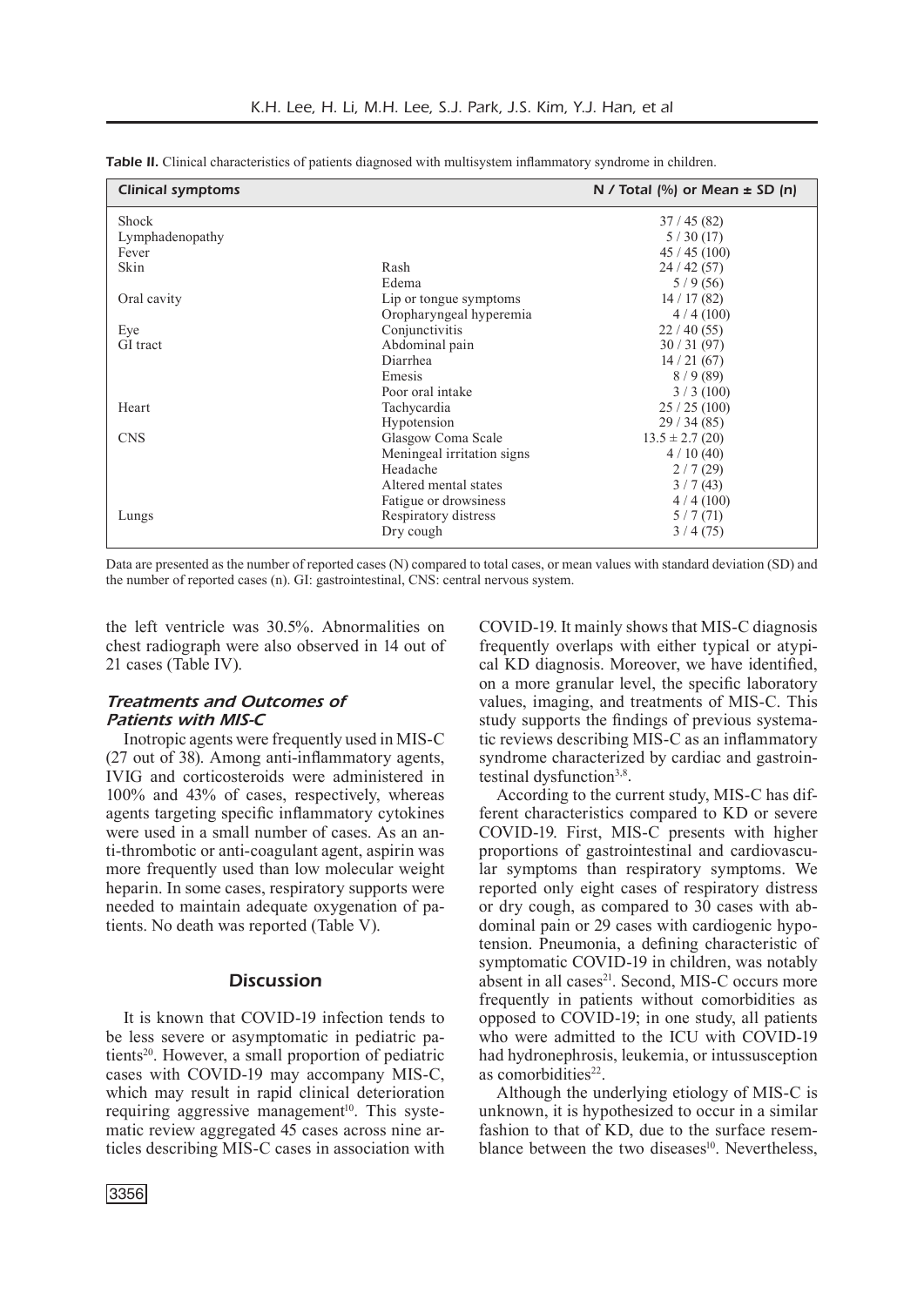**Table II.** Clinical characteristics of patients diagnosed with multisystem inflammatory syndrome in children.

| Clinical symptoms | | N / Total (%) or Mean ± SD (n) |
|---|---|---|
| Shock | | 37 / 45 (82) |
| Lymphadenopathy | | 5 / 30 (17) |
| Fever | | 45 / 45 (100) |
| Skin | Rash | 24 / 42 (57) |
| | Edema | 5 / 9 (56) |
| Oral cavity | Lip or tongue symptoms | 14 / 17 (82) |
| | Oropharyngeal hyperemia | 4 / 4 (100) |
| Eye | Conjunctivitis | 22 / 40 (55) |
| GI tract | Abdominal pain | 30 / 31 (97) |
| | Diarrhea | 14 / 21 (67) |
| | Emesis | 8 / 9 (89) |
| | Poor oral intake | 3 / 3 (100) |
| Heart | Tachycardia | 25 / 25 (100) |
| | Hypotension | 29 / 34 (85) |
| CNS | Glasgow Coma Scale | 13.5 ± 2.7 (20) |
| | Meningeal irritation signs | 4 / 10 (40) |
| | Headache | 2 / 7 (29) |
| | Altered mental states | 3 / 7 (43) |
| | Fatigue or drowsiness | 4 / 4 (100) |
| Lungs | Respiratory distress | 5 / 7 (71) |
| | Dry cough | 3 / 4 (75) |

Data are presented as the number of reported cases (N) compared to total cases, or mean values with standard deviation (SD) and the number of reported cases (n). GI: gastrointestinal, CNS: central nervous system.

the left ventricle was 30.5%. Abnormalities on chest radiograph were also observed in 14 out of 21 cases (Table IV).

### Treatments and Outcomes of Patients with MIS-C

Inotropic agents were frequently used in MIS-C (27 out of 38). Among anti-inflammatory agents, IVIG and corticosteroids were administered in 100% and 43% of cases, respectively, whereas agents targeting specific inflammatory cytokines were used in a small number of cases. As an anti-thrombotic or anti-coagulant agent, aspirin was more frequently used than low molecular weight heparin. In some cases, respiratory supports were needed to maintain adequate oxygenation of patients. No death was reported (Table V).

## Discussion

It is known that COVID-19 infection tends to be less severe or asymptomatic in pediatric patients[20]. However, a small proportion of pediatric cases with COVID-19 may accompany MIS-C, which may result in rapid clinical deterioration requiring aggressive management[10]. This systematic review aggregated 45 cases across nine articles describing MIS-C cases in association with COVID-19. It mainly shows that MIS-C diagnosis frequently overlaps with either typical or atypical KD diagnosis. Moreover, we have identified, on a more granular level, the specific laboratory values, imaging, and treatments of MIS-C. This study supports the findings of previous systematic reviews describing MIS-C as an inflammatory syndrome characterized by cardiac and gastrointestinal dysfunction[3,8].

According to the current study, MIS-C has different characteristics compared to KD or severe COVID-19. First, MIS-C presents with higher proportions of gastrointestinal and cardiovascular symptoms than respiratory symptoms. We reported only eight cases of respiratory distress or dry cough, as compared to 30 cases with abdominal pain or 29 cases with cardiogenic hypotension. Pneumonia, a defining characteristic of symptomatic COVID-19 in children, was notably absent in all cases[21]. Second, MIS-C occurs more frequently in patients without comorbidities as opposed to COVID-19; in one study, all patients who were admitted to the ICU with COVID-19 had hydronephrosis, leukemia, or intussusception as comorbidities[22].

Although the underlying etiology of MIS-C is unknown, it is hypothesized to occur in a similar fashion to that of KD, due to the surface resemblance between the two diseases[10]. Nevertheless,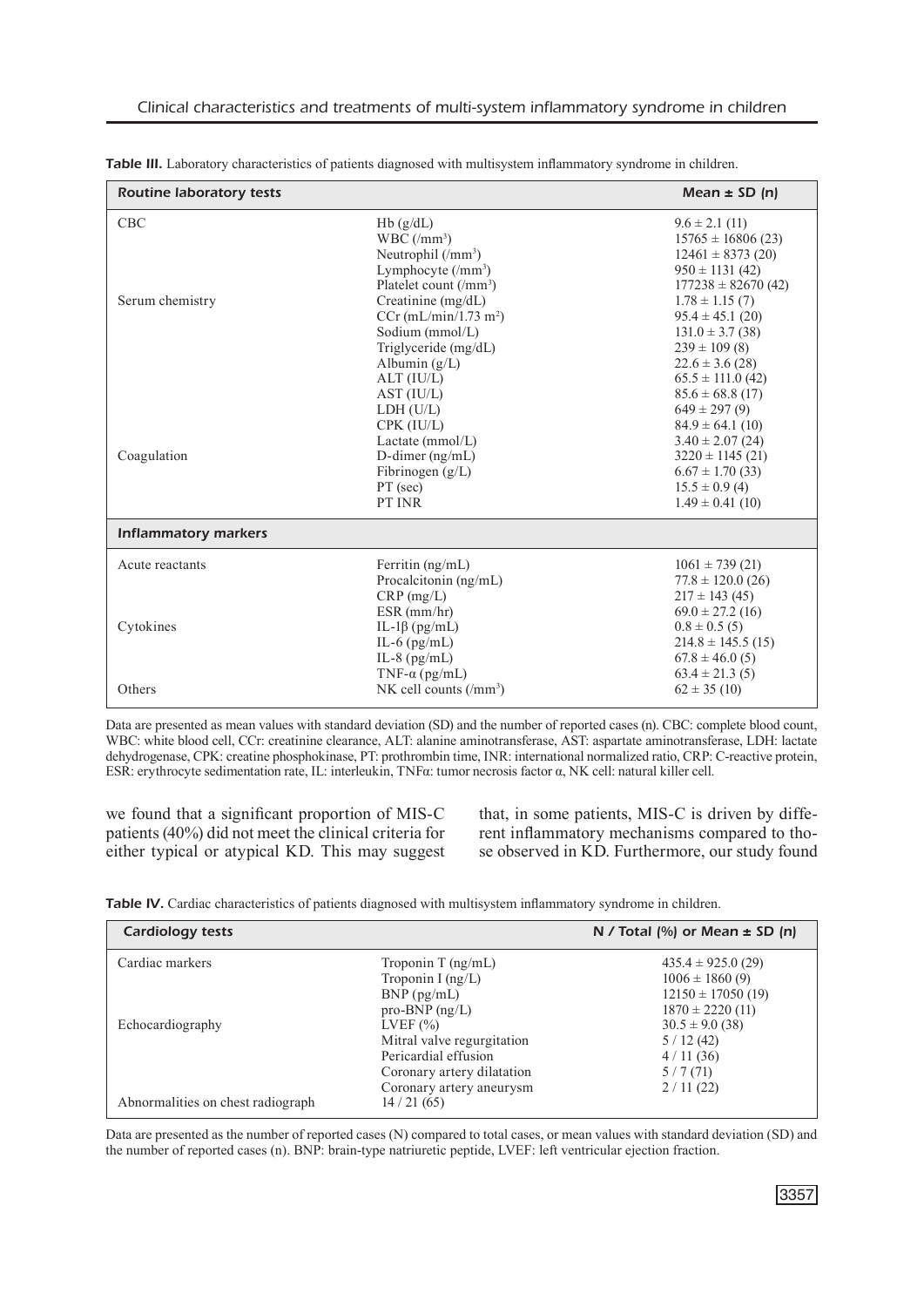**Table III.** Laboratory characteristics of patients diagnosed with multisystem inflammatory syndrome in children.

| Routine laboratory tests | | Mean ± SD (n) |
|---|---|---|
| CBC | Hb (g/dL) | 9.6 ± 2.1 (11) |
| | WBC (/mm$^3$) | 15765 ± 16806 (23) |
| | Neutrophil (/mm$^3$) | 12461 ± 8373 (20) |
| | Lymphocyte (/mm$^3$) | 950 ± 1131 (42) |
| | Platelet count (/mm$^3$) | 177238 ± 82670 (42) |
| Serum chemistry | Creatinine (mg/dL) | 1.78 ± 1.15 (7) |
| | CCr (mL/min/1.73 m$^2$) | 95.4 ± 45.1 (20) |
| | Sodium (mmol/L) | 131.0 ± 3.7 (38) |
| | Triglyceride (mg/dL) | 239 ± 109 (8) |
| | Albumin (g/L) | 22.6 ± 3.6 (28) |
| | ALT (IU/L) | 65.5 ± 111.0 (42) |
| | AST (IU/L) | 85.6 ± 68.8 (17) |
| | LDH (U/L) | 649 ± 297 (9) |
| | CPK (IU/L) | 84.9 ± 64.1 (10) |
| | Lactate (mmol/L) | 3.40 ± 2.07 (24) |
| Coagulation | D-dimer (ng/mL) | 3220 ± 1145 (21) |
| | Fibrinogen (g/L) | 6.67 ± 1.70 (33) |
| | PT (sec) | 15.5 ± 0.9 (4) |
| | PT INR | 1.49 ± 0.41 (10) |
| **Inflammatory markers** | | |
| Acute reactants | Ferritin (ng/mL) | 1061 ± 739 (21) |
| | Procalcitonin (ng/mL) | 77.8 ± 120.0 (26) |
| | CRP (mg/L) | 217 ± 143 (45) |
| | ESR (mm/hr) | 69.0 ± 27.2 (16) |
| Cytokines | IL-1β (pg/mL) | 0.8 ± 0.5 (5) |
| | IL-6 (pg/mL) | 214.8 ± 145.5 (15) |
| | IL-8 (pg/mL) | 67.8 ± 46.0 (5) |
| | TNF-α (pg/mL) | 63.4 ± 21.3 (5) |
| Others | NK cell counts (/mm$^3$) | 62 ± 35 (10) |

Data are presented as mean values with standard deviation (SD) and the number of reported cases (n). CBC: complete blood count, WBC: white blood cell, CCr: creatinine clearance, ALT: alanine aminotransferase, AST: aspartate aminotransferase, LDH: lactate dehydrogenase, CPK: creatine phosphokinase, PT: prothrombin time, INR: international normalized ratio, CRP: C-reactive protein, ESR: erythrocyte sedimentation rate, IL: interleukin, TNFα: tumor necrosis factor α, NK cell: natural killer cell.

we found that a significant proportion of MIS-C patients (40%) did not meet the clinical criteria for either typical or atypical KD. This may suggest that, in some patients, MIS-C is driven by different inflammatory mechanisms compared to those observed in KD. Furthermore, our study found

**Table IV.** Cardiac characteristics of patients diagnosed with multisystem inflammatory syndrome in children.

| Cardiology tests | | N / Total (%) or Mean ± SD (n) |
|---|---|---|
| Cardiac markers | Troponin T (ng/mL) | 435.4 ± 925.0 (29) |
| | Troponin I (ng/L) | 1006 ± 1860 (9) |
| | BNP (pg/mL) | 12150 ± 17050 (19) |
| | pro-BNP (ng/L) | 1870 ± 2220 (11) |
| Echocardiography | LVEF (%) | 30.5 ± 9.0 (38) |
| | Mitral valve regurgitation | 5 / 12 (42) |
| | Pericardial effusion | 4 / 11 (36) |
| | Coronary artery dilatation | 5 / 7 (71) |
| | Coronary artery aneurysm | 2 / 11 (22) |
| Abnormalities on chest radiograph | 14 / 21 (65) | |

Data are presented as the number of reported cases (N) compared to total cases, or mean values with standard deviation (SD) and the number of reported cases (n). BNP: brain-type natriuretic peptide, LVEF: left ventricular ejection fraction.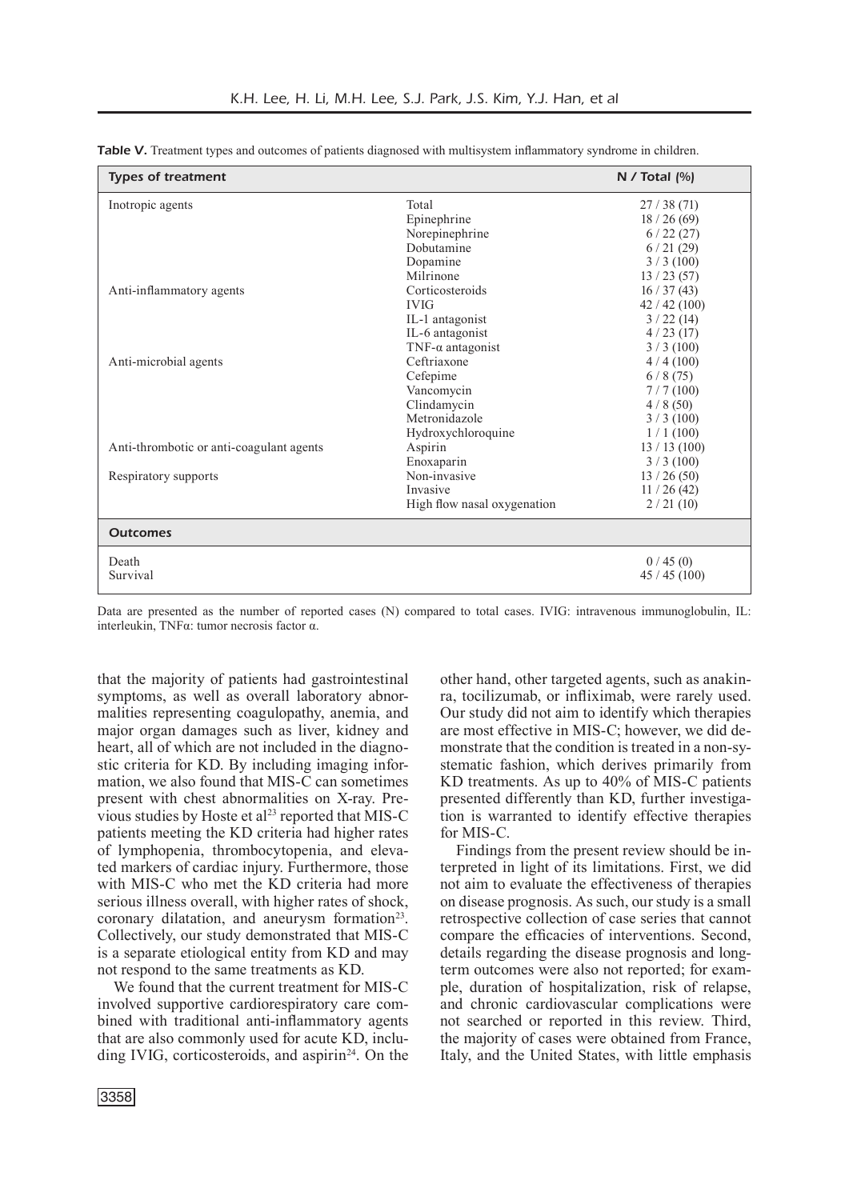**Table V.** Treatment types and outcomes of patients diagnosed with multisystem inflammatory syndrome in children.

| Types of treatment | | N / Total (%) |
|---|---|---|
| Inotropic agents | Total | 27 / 38 (71) |
| | Epinephrine | 18 / 26 (69) |
| | Norepinephrine | 6 / 22 (27) |
| | Dobutamine | 6 / 21 (29) |
| | Dopamine | 3 / 3 (100) |
| | Milrinone | 13 / 23 (57) |
| Anti-inflammatory agents | Corticosteroids | 16 / 37 (43) |
| | IVIG | 42 / 42 (100) |
| | IL-1 antagonist | 3 / 22 (14) |
| | IL-6 antagonist | 4 / 23 (17) |
| | TNF-α antagonist | 3 / 3 (100) |
| Anti-microbial agents | Ceftriaxone | 4 / 4 (100) |
| | Cefepime | 6 / 8 (75) |
| | Vancomycin | 7 / 7 (100) |
| | Clindamycin | 4 / 8 (50) |
| | Metronidazole | 3 / 3 (100) |
| | Hydroxychloroquine | 1 / 1 (100) |
| Anti-thrombotic or anti-coagulant agents | Aspirin | 13 / 13 (100) |
| | Enoxaparin | 3 / 3 (100) |
| Respiratory supports | Non-invasive | 13 / 26 (50) |
| | Invasive | 11 / 26 (42) |
| | High flow nasal oxygenation | 2 / 21 (10) |
| **Outcomes** | | |
| Death | | 0 / 45 (0) |
| Survival | | 45 / 45 (100) |

Data are presented as the number of reported cases (N) compared to total cases. IVIG: intravenous immunoglobulin, IL: interleukin, TNFα: tumor necrosis factor α.

that the majority of patients had gastrointestinal symptoms, as well as overall laboratory abnormalities representing coagulopathy, anemia, and major organ damages such as liver, kidney and heart, all of which are not included in the diagnostic criteria for KD. By including imaging information, we also found that MIS-C can sometimes present with chest abnormalities on X-ray. Previous studies by Hoste et al[23] reported that MIS-C patients meeting the KD criteria had higher rates of lymphopenia, thrombocytopenia, and elevated markers of cardiac injury. Furthermore, those with MIS-C who met the KD criteria had more serious illness overall, with higher rates of shock, coronary dilatation, and aneurysm formation[23]. Collectively, our study demonstrated that MIS-C is a separate etiological entity from KD and may not respond to the same treatments as KD.

We found that the current treatment for MIS-C involved supportive cardiorespiratory care combined with traditional anti-inflammatory agents that are also commonly used for acute KD, including IVIG, corticosteroids, and aspirin[24]. On the other hand, other targeted agents, such as anakinra, tocilizumab, or infliximab, were rarely used. Our study did not aim to identify which therapies are most effective in MIS-C; however, we did demonstrate that the condition is treated in a non-systematic fashion, which derives primarily from KD treatments. As up to 40% of MIS-C patients presented differently than KD, further investigation is warranted to identify effective therapies for MIS-C.

Findings from the present review should be interpreted in light of its limitations. First, we did not aim to evaluate the effectiveness of therapies on disease prognosis. As such, our study is a small retrospective collection of case series that cannot compare the efficacies of interventions. Second, details regarding the disease prognosis and long-term outcomes were also not reported; for example, duration of hospitalization, risk of relapse, and chronic cardiovascular complications were not searched or reported in this review. Third, the majority of cases were obtained from France, Italy, and the United States, with little emphasis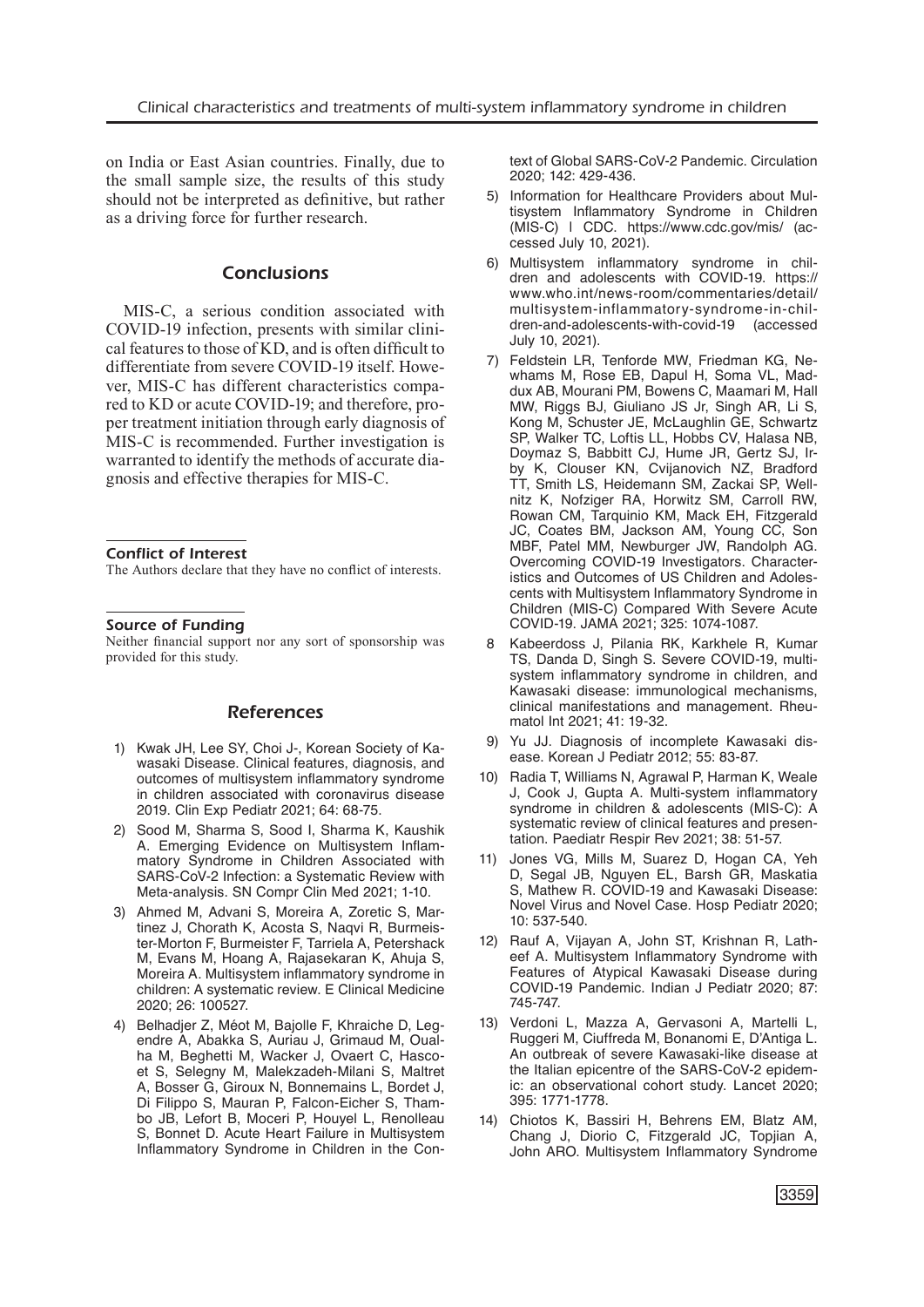on India or East Asian countries. Finally, due to the small sample size, the results of this study should not be interpreted as definitive, but rather as a driving force for further research.

## Conclusions

MIS-C, a serious condition associated with COVID-19 infection, presents with similar clinical features to those of KD, and is often difficult to differentiate from severe COVID-19 itself. However, MIS-C has different characteristics compared to KD or acute COVID-19; and therefore, proper treatment initiation through early diagnosis of MIS-C is recommended. Further investigation is warranted to identify the methods of accurate diagnosis and effective therapies for MIS-C.

### Conflict of Interest

The Authors declare that they have no conflict of interests.

### Source of Funding

Neither financial support nor any sort of sponsorship was provided for this study.

## References

1) Kwak JH, Lee SY, Choi J-, Korean Society of Kawasaki Disease. Clinical features, diagnosis, and outcomes of multisystem inflammatory syndrome in children associated with coronavirus disease 2019. Clin Exp Pediatr 2021; 64: 68-75.
2) Sood M, Sharma S, Sood I, Sharma K, Kaushik A. Emerging Evidence on Multisystem Inflammatory Syndrome in Children Associated with SARS-CoV-2 Infection: a Systematic Review with Meta-analysis. SN Compr Clin Med 2021; 1-10.
3) Ahmed M, Advani S, Moreira A, Zoretic S, Martinez J, Chorath K, Acosta S, Naqvi R, Burmeister-Morton F, Burmeister F, Tarriela A, Petershack M, Evans M, Hoang A, Rajasekaran K, Ahuja S, Moreira A. Multisystem inflammatory syndrome in children: A systematic review. E Clinical Medicine 2020; 26: 100527.
4) Belhadjer Z, Méot M, Bajolle F, Khraiche D, Legendre A, Abakka S, Auriau J, Grimaud M, Oualha M, Beghetti M, Wacker J, Ovaert C, Hascoet S, Selegny M, Malekzadeh-Milani S, Maltret A, Bosser G, Giroux N, Bonnemains L, Bordet J, Di Filippo S, Mauran P, Falcon-Eicher S, Thambo JB, Lefort B, Moceri P, Houyel L, Renolleau S, Bonnet D. Acute Heart Failure in Multisystem Inflammatory Syndrome in Children in the Context of Global SARS-CoV-2 Pandemic. Circulation 2020; 142: 429-436.
5) Information for Healthcare Providers about Multisystem Inflammatory Syndrome in Children (MIS-C) | CDC. https://www.cdc.gov/mis/ (accessed July 10, 2021).
6) Multisystem inflammatory syndrome in children and adolescents with COVID-19. https://www.who.int/news-room/commentaries/detail/multisystem-inflammatory-syndrome-in-children-and-adolescents-with-covid-19 (accessed July 10, 2021).
7) Feldstein LR, Tenforde MW, Friedman KG, Newhams M, Rose EB, Dapul H, Soma VL, Maddux AB, Mourani PM, Bowens C, Maamari M, Hall MW, Riggs BJ, Giuliano JS Jr, Singh AR, Li S, Kong M, Schuster JE, McLaughlin GE, Schwartz SP, Walker TC, Loftis LL, Hobbs CV, Halasa NB, Doymaz S, Babbitt CJ, Hume JR, Gertz SJ, Irby K, Clouser KN, Cvijanovich NZ, Bradford TT, Smith LS, Heidemann SM, Zackai SP, Wellnitz K, Nofziger RA, Horwitz SM, Carroll RW, Rowan CM, Tarquinio KM, Mack EH, Fitzgerald JC, Coates BM, Jackson AM, Young CC, Son MBF, Patel MM, Newburger JW, Randolph AG. Overcoming COVID-19 Investigators. Characteristics and Outcomes of US Children and Adolescents with Multisystem Inflammatory Syndrome in Children (MIS-C) Compared With Severe Acute COVID-19. JAMA 2021; 325: 1074-1087.
8) Kabeerdoss J, Pilania RK, Karkhele R, Kumar TS, Danda D, Singh S. Severe COVID-19, multisystem inflammatory syndrome in children, and Kawasaki disease: immunological mechanisms, clinical manifestations and management. Rheumatol Int 2021; 41: 19-32.
9) Yu JJ. Diagnosis of incomplete Kawasaki disease. Korean J Pediatr 2012; 55: 83-87.
10) Radia T, Williams N, Agrawal P, Harman K, Weale J, Cook J, Gupta A. Multi-system inflammatory syndrome in children & adolescents (MIS-C): A systematic review of clinical features and presentation. Paediatr Respir Rev 2021; 38: 51-57.
11) Jones VG, Mills M, Suarez D, Hogan CA, Yeh D, Segal JB, Nguyen EL, Barsh GR, Maskatia S, Mathew R. COVID-19 and Kawasaki Disease: Novel Virus and Novel Case. Hosp Pediatr 2020; 10: 537-540.
12) Rauf A, Vijayan A, John ST, Krishnan R, Latheef A. Multisystem Inflammatory Syndrome with Features of Atypical Kawasaki Disease during COVID-19 Pandemic. Indian J Pediatr 2020; 87: 745-747.
13) Verdoni L, Mazza A, Gervasoni A, Martelli L, Ruggeri M, Ciuffreda M, Bonanomi E, D'Antiga L. An outbreak of severe Kawasaki-like disease at the Italian epicentre of the SARS-CoV-2 epidemic: an observational cohort study. Lancet 2020; 395: 1771-1778.
14) Chiotos K, Bassiri H, Behrens EM, Blatz AM, Chang J, Diorio C, Fitzgerald JC, Topjian A, John ARO. Multisystem Inflammatory Syndrome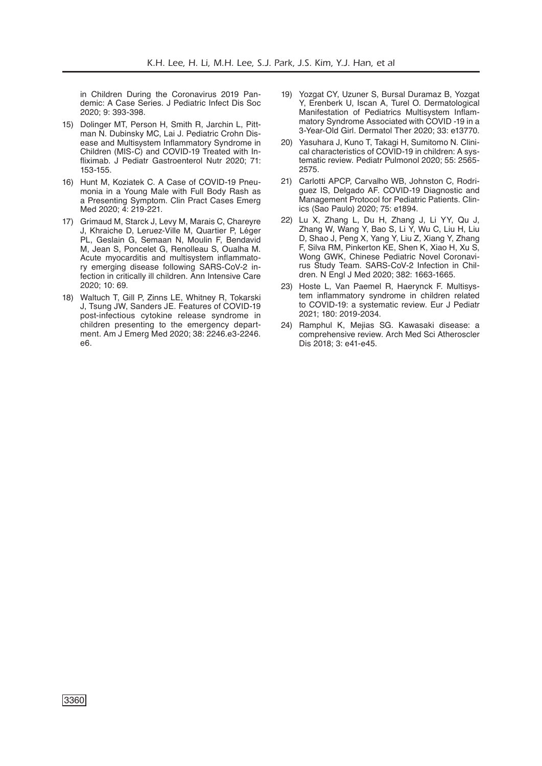in Children During the Coronavirus 2019 Pandemic: A Case Series. J Pediatric Infect Dis Soc 2020; 9: 393-398.

15) Dolinger MT, Person H, Smith R, Jarchin L, Pittman N. Dubinsky MC, Lai J. Pediatric Crohn Disease and Multisystem Inflammatory Syndrome in Children (MIS-C) and COVID-19 Treated with Infliximab. J Pediatr Gastroenterol Nutr 2020; 71: 153-155.

16) Hunt M, Koziatek C. A Case of COVID-19 Pneumonia in a Young Male with Full Body Rash as a Presenting Symptom. Clin Pract Cases Emerg Med 2020; 4: 219-221.

17) Grimaud M, Starck J, Levy M, Marais C, Chareyre J, Khraiche D, Leruez-Ville M, Quartier P, Léger PL, Geslain G, Semaan N, Moulin F, Bendavid M, Jean S, Poncelet G, Renolleau S, Oualha M. Acute myocarditis and multisystem inflammatory emerging disease following SARS-CoV-2 infection in critically ill children. Ann Intensive Care 2020; 10: 69.

18) Waltuch T, Gill P, Zinns LE, Whitney R, Tokarski J, Tsung JW, Sanders JE. Features of COVID-19 post-infectious cytokine release syndrome in children presenting to the emergency department. Am J Emerg Med 2020; 38: 2246.e3-2246.e6.

19) Yozgat CY, Uzuner S, Bursal Duramaz B, Yozgat Y, Erenberk U, Iscan A, Turel O. Dermatological Manifestation of Pediatrics Multisystem Inflammatory Syndrome Associated with COVID -19 in a 3-Year-Old Girl. Dermatol Ther 2020; 33: e13770.

20) Yasuhara J, Kuno T, Takagi H, Sumitomo N. Clinical characteristics of COVID-19 in children: A systematic review. Pediatr Pulmonol 2020; 55: 2565-2575.

21) Carlotti APCP, Carvalho WB, Johnston C, Rodriguez IS, Delgado AF. COVID-19 Diagnostic and Management Protocol for Pediatric Patients. Clinics (Sao Paulo) 2020; 75: e1894.

22) Lu X, Zhang L, Du H, Zhang J, Li YY, Qu J, Zhang W, Wang Y, Bao S, Li Y, Wu C, Liu H, Liu D, Shao J, Peng X, Yang Y, Liu Z, Xiang Y, Zhang F, Silva RM, Pinkerton KE, Shen K, Xiao H, Xu S, Wong GWK, Chinese Pediatric Novel Coronavirus Study Team. SARS-CoV-2 Infection in Children. N Engl J Med 2020; 382: 1663-1665.

23) Hoste L, Van Paemel R, Haerynck F. Multisystem inflammatory syndrome in children related to COVID-19: a systematic review. Eur J Pediatr 2021; 180: 2019-2034.

24) Ramphul K, Mejias SG. Kawasaki disease: a comprehensive review. Arch Med Sci Atheroscler Dis 2018; 3: e41-e45.